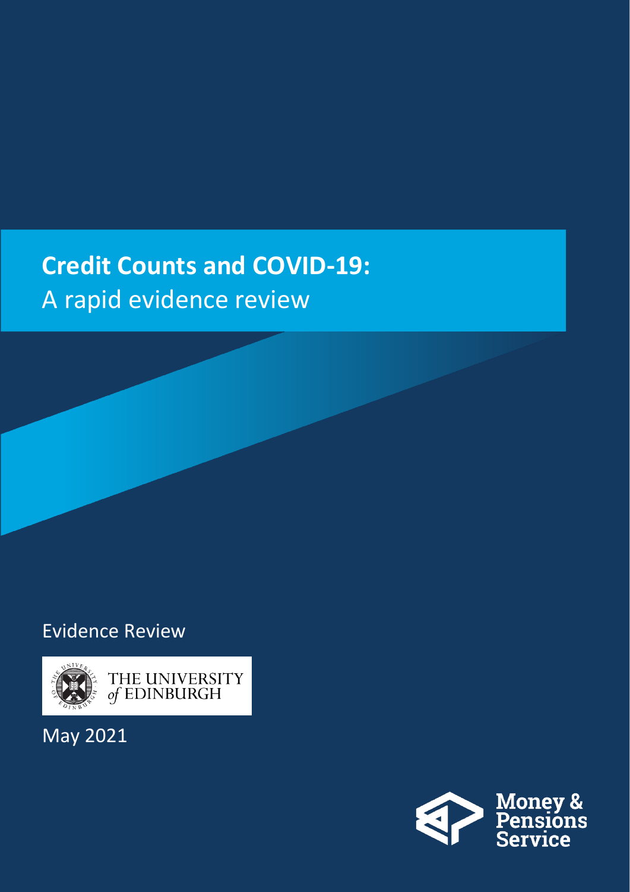# **Credit Counts and COVID-19:** A rapid evidence review

Evidence Review

THE UNIVERSITY *of* EDINBURGH

May 2021

Money & Pensions Service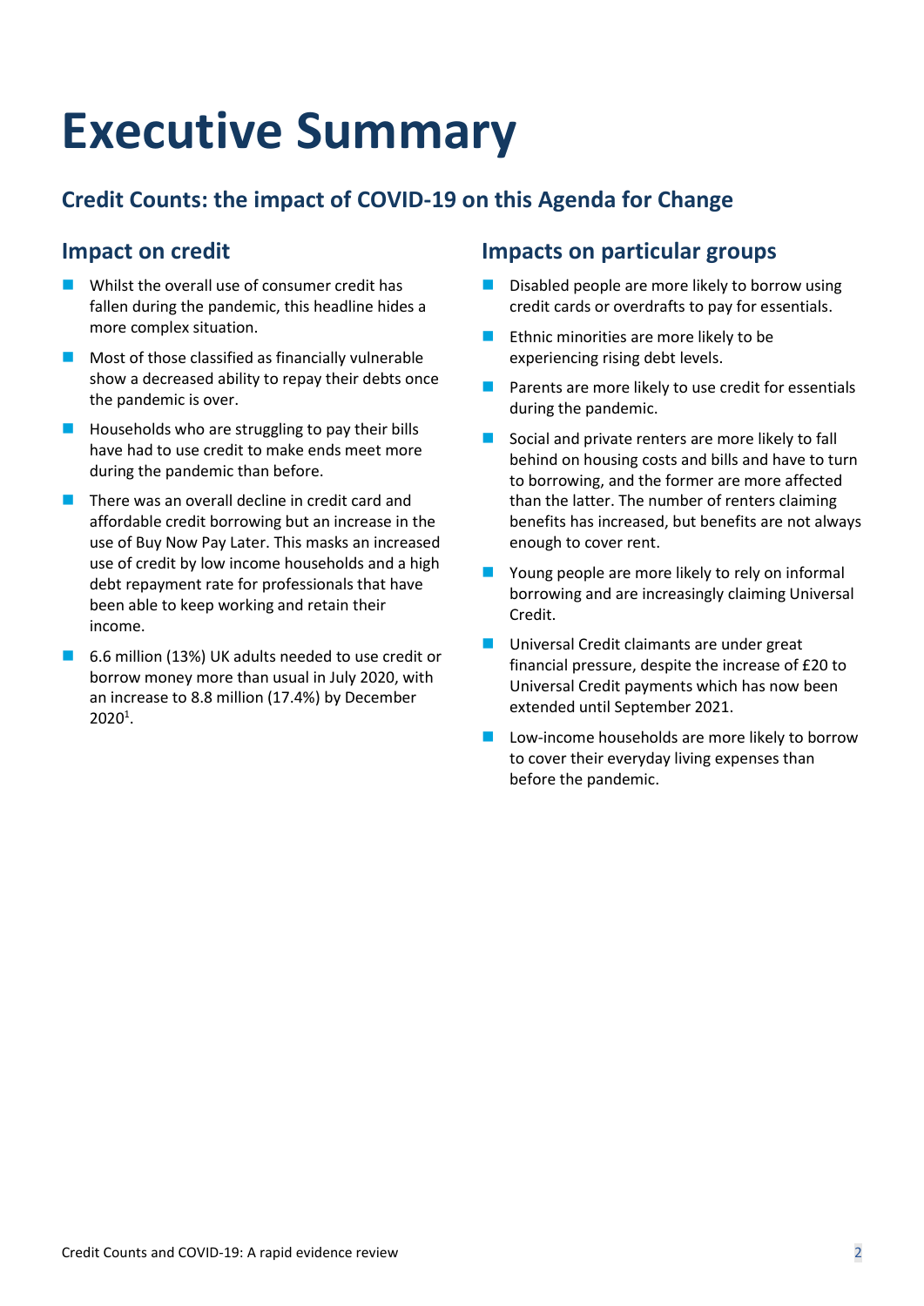# Executive Summary

## Credit Counts: the impact of COVID-19 on this Agenda for Change

### Impact on credit

- Whilst the overall use of consumer credit has fallen during the pandemic, this headline hides a more complex situation.
- Most of those classified as financially vulnerable show a decreased ability to repay their debts once the pandemic is over.
- Households who are struggling to pay their bills have had to use credit to make ends meet more during the pandemic than before.
- There was an overall decline in credit card and affordable credit borrowing but an increase in the use of Buy Now Pay Later. This masks an increased use of credit by low income households and a high debt repayment rate for professionals that have been able to keep working and retain their income.
- 6.6 million (13%) UK adults needed to use credit or borrow money more than usual in July 2020, with an increase to 8.8 million (17.4%) by December 2020[1].

### Impacts on particular groups

- Disabled people are more likely to borrow using credit cards or overdrafts to pay for essentials.
- Ethnic minorities are more likely to be experiencing rising debt levels.
- Parents are more likely to use credit for essentials during the pandemic.
- Social and private renters are more likely to fall behind on housing costs and bills and have to turn to borrowing, and the former are more affected than the latter. The number of renters claiming benefits has increased, but benefits are not always enough to cover rent.
- Young people are more likely to rely on informal borrowing and are increasingly claiming Universal Credit.
- Universal Credit claimants are under great financial pressure, despite the increase of £20 to Universal Credit payments which has now been extended until September 2021.
- Low-income households are more likely to borrow to cover their everyday living expenses than before the pandemic.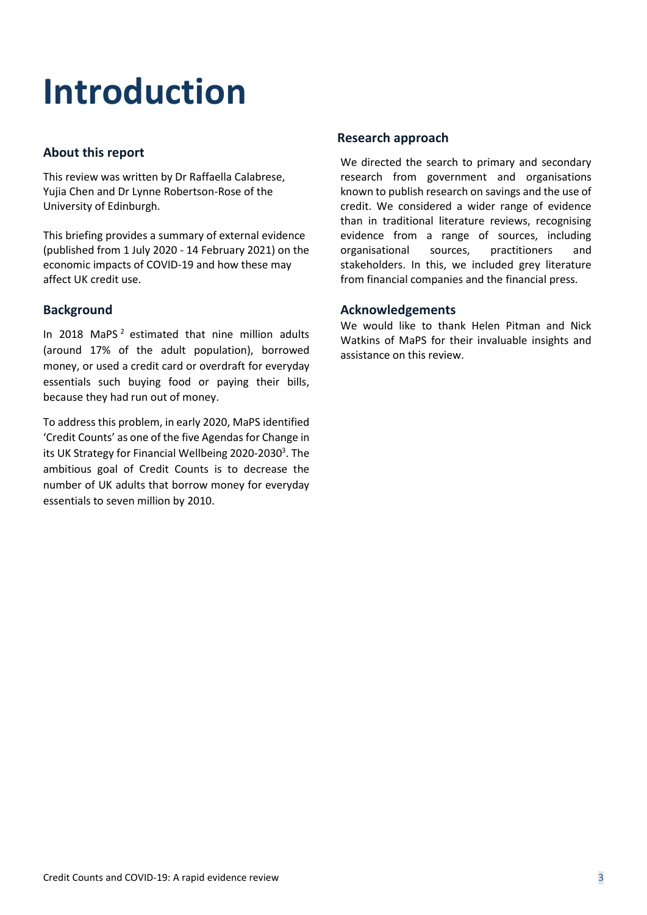# Introduction

## About this report

This review was written by Dr Raffaella Calabrese, Yujia Chen and Dr Lynne Robertson-Rose of the University of Edinburgh.

This briefing provides a summary of external evidence (published from 1 July 2020 - 14 February 2021) on the economic impacts of COVID-19 and how these may affect UK credit use.

## Background

In 2018 MaPS [2] estimated that nine million adults (around 17% of the adult population), borrowed money, or used a credit card or overdraft for everyday essentials such buying food or paying their bills, because they had run out of money.

To address this problem, in early 2020, MaPS identified 'Credit Counts' as one of the five Agendas for Change in its UK Strategy for Financial Wellbeing 2020-2030[3]. The ambitious goal of Credit Counts is to decrease the number of UK adults that borrow money for everyday essentials to seven million by 2010.

## Research approach

We directed the search to primary and secondary research from government and organisations known to publish research on savings and the use of credit. We considered a wider range of evidence than in traditional literature reviews, recognising evidence from a range of sources, including organisational sources, practitioners and stakeholders. In this, we included grey literature from financial companies and the financial press.

## Acknowledgements

We would like to thank Helen Pitman and Nick Watkins of MaPS for their invaluable insights and assistance on this review.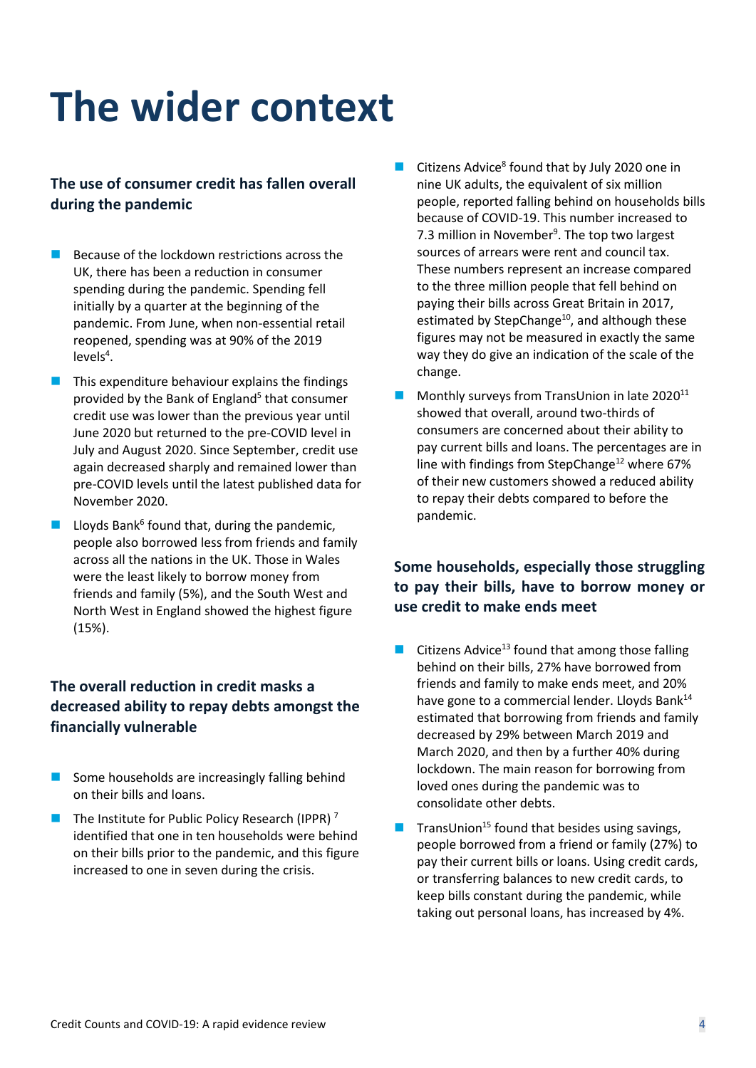# The wider context

### The use of consumer credit has fallen overall during the pandemic

- Because of the lockdown restrictions across the UK, there has been a reduction in consumer spending during the pandemic. Spending fell initially by a quarter at the beginning of the pandemic. From June, when non-essential retail reopened, spending was at 90% of the 2019 levels[4].
- This expenditure behaviour explains the findings provided by the Bank of England[5] that consumer credit use was lower than the previous year until June 2020 but returned to the pre-COVID level in July and August 2020. Since September, credit use again decreased sharply and remained lower than pre-COVID levels until the latest published data for November 2020.
- Lloyds Bank[6] found that, during the pandemic, people also borrowed less from friends and family across all the nations in the UK. Those in Wales were the least likely to borrow money from friends and family (5%), and the South West and North West in England showed the highest figure (15%).

### The overall reduction in credit masks a decreased ability to repay debts amongst the financially vulnerable

- Some households are increasingly falling behind on their bills and loans.
- The Institute for Public Policy Research (IPPR)[7] identified that one in ten households were behind on their bills prior to the pandemic, and this figure increased to one in seven during the crisis.
- Citizens Advice[8] found that by July 2020 one in nine UK adults, the equivalent of six million people, reported falling behind on households bills because of COVID-19. This number increased to 7.3 million in November[9]. The top two largest sources of arrears were rent and council tax. These numbers represent an increase compared to the three million people that fell behind on paying their bills across Great Britain in 2017, estimated by StepChange[10], and although these figures may not be measured in exactly the same way they do give an indication of the scale of the change.
- Monthly surveys from TransUnion in late 2020[11] showed that overall, around two-thirds of consumers are concerned about their ability to pay current bills and loans. The percentages are in line with findings from StepChange[12] where 67% of their new customers showed a reduced ability to repay their debts compared to before the pandemic.

### Some households, especially those struggling to pay their bills, have to borrow money or use credit to make ends meet

- Citizens Advice[13] found that among those falling behind on their bills, 27% have borrowed from friends and family to make ends meet, and 20% have gone to a commercial lender. Lloyds Bank[14] estimated that borrowing from friends and family decreased by 29% between March 2019 and March 2020, and then by a further 40% during lockdown. The main reason for borrowing from loved ones during the pandemic was to consolidate other debts.
- TransUnion[15] found that besides using savings, people borrowed from a friend or family (27%) to pay their current bills or loans. Using credit cards, or transferring balances to new credit cards, to keep bills constant during the pandemic, while taking out personal loans, has increased by 4%.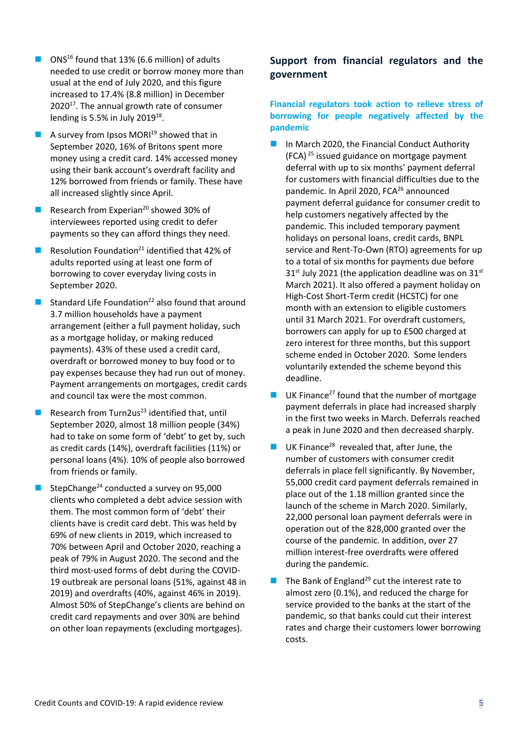- ONS[16] found that 13% (6.6 million) of adults needed to use credit or borrow money more than usual at the end of July 2020, and this figure increased to 17.4% (8.8 million) in December 2020[17]. The annual growth rate of consumer lending is 5.5% in July 2019[18].
- A survey from Ipsos MORI[19] showed that in September 2020, 16% of Britons spent more money using a credit card. 14% accessed money using their bank account's overdraft facility and 12% borrowed from friends or family. These have all increased slightly since April.
- Research from Experian[20] showed 30% of interviewees reported using credit to defer payments so they can afford things they need.
- Resolution Foundation[21] identified that 42% of adults reported using at least one form of borrowing to cover everyday living costs in September 2020.
- Standard Life Foundation[22] also found that around 3.7 million households have a payment arrangement (either a full payment holiday, such as a mortgage holiday, or making reduced payments). 43% of these used a credit card, overdraft or borrowed money to buy food or to pay expenses because they had run out of money. Payment arrangements on mortgages, credit cards and council tax were the most common.
- Research from Turn2us[23] identified that, until September 2020, almost 18 million people (34%) had to take on some form of 'debt' to get by, such as credit cards (14%), overdraft facilities (11%) or personal loans (4%). 10% of people also borrowed from friends or family.
- StepChange[24] conducted a survey on 95,000 clients who completed a debt advice session with them. The most common form of 'debt' their clients have is credit card debt. This was held by 69% of new clients in 2019, which increased to 70% between April and October 2020, reaching a peak of 79% in August 2020. The second and the third most-used forms of debt during the COVID-19 outbreak are personal loans (51%, against 48 in 2019) and overdrafts (40%, against 46% in 2019). Almost 50% of StepChange's clients are behind on credit card repayments and over 30% are behind on other loan repayments (excluding mortgages).

## Support from financial regulators and the government

### Financial regulators took action to relieve stress of borrowing for people negatively affected by the pandemic

- In March 2020, the Financial Conduct Authority (FCA)[25] issued guidance on mortgage payment deferral with up to six months' payment deferral for customers with financial difficulties due to the pandemic. In April 2020, FCA[26] announced payment deferral guidance for consumer credit to help customers negatively affected by the pandemic. This included temporary payment holidays on personal loans, credit cards, BNPL service and Rent-To-Own (RTO) agreements for up to a total of six months for payments due before 31st July 2021 (the application deadline was on 31st March 2021). It also offered a payment holiday on High-Cost Short-Term credit (HCSTC) for one month with an extension to eligible customers until 31 March 2021. For overdraft customers, borrowers can apply for up to £500 charged at zero interest for three months, but this support scheme ended in October 2020. Some lenders voluntarily extended the scheme beyond this deadline.
- UK Finance[27] found that the number of mortgage payment deferrals in place had increased sharply in the first two weeks in March. Deferrals reached a peak in June 2020 and then decreased sharply.
- UK Finance[28] revealed that, after June, the number of customers with consumer credit deferrals in place fell significantly. By November, 55,000 credit card payment deferrals remained in place out of the 1.18 million granted since the launch of the scheme in March 2020. Similarly, 22,000 personal loan payment deferrals were in operation out of the 828,000 granted over the course of the pandemic. In addition, over 27 million interest-free overdrafts were offered during the pandemic.
- The Bank of England[29] cut the interest rate to almost zero (0.1%), and reduced the charge for service provided to the banks at the start of the pandemic, so that banks could cut their interest rates and charge their customers lower borrowing costs.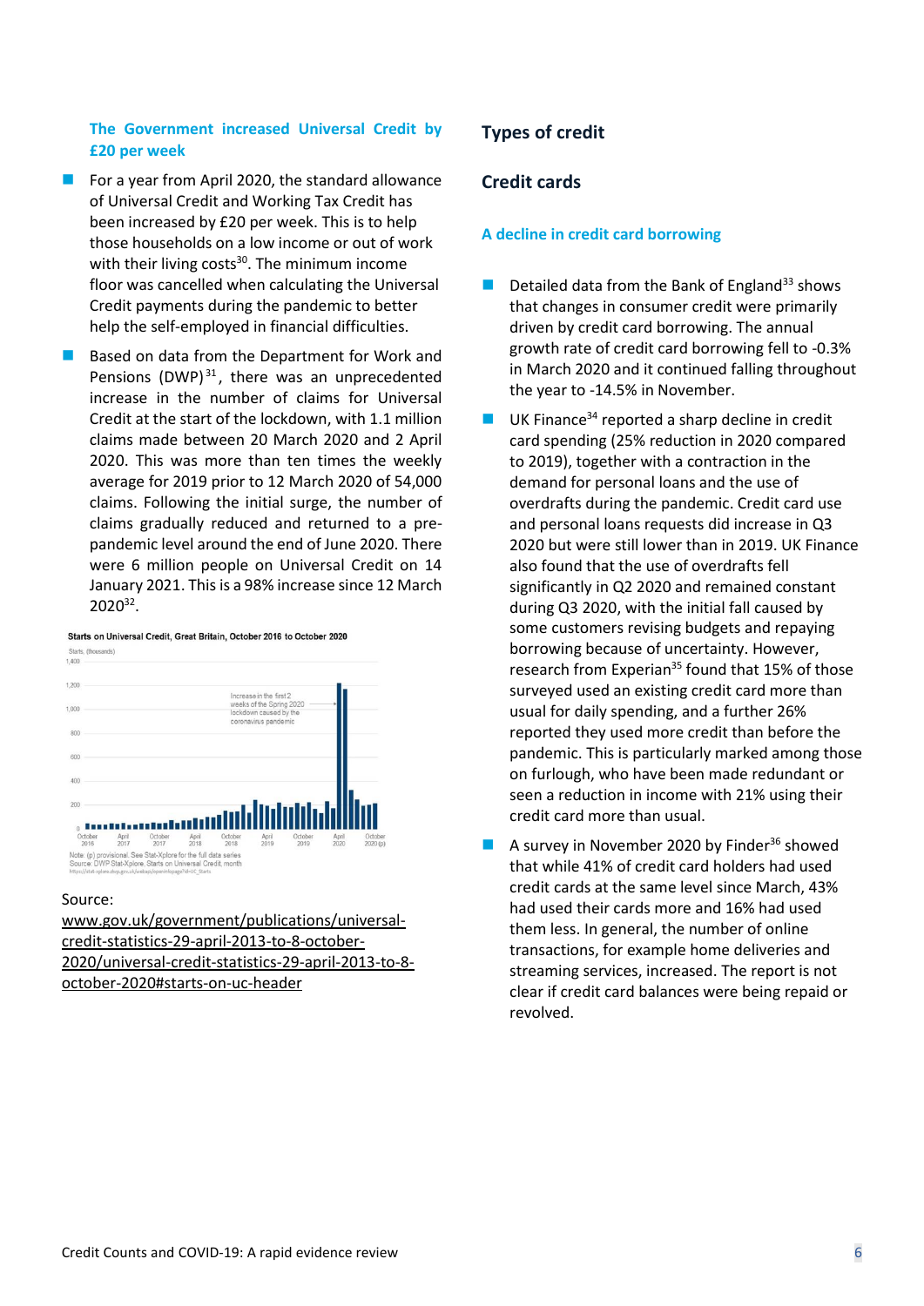### The Government increased Universal Credit by £20 per week

- For a year from April 2020, the standard allowance of Universal Credit and Working Tax Credit has been increased by £20 per week. This is to help those households on a low income or out of work with their living costs[30]. The minimum income floor was cancelled when calculating the Universal Credit payments during the pandemic to better help the self-employed in financial difficulties.
- Based on data from the Department for Work and Pensions (DWP)[31], there was an unprecedented increase in the number of claims for Universal Credit at the start of the lockdown, with 1.1 million claims made between 20 March 2020 and 2 April 2020. This was more than ten times the weekly average for 2019 prior to 12 March 2020 of 54,000 claims. Following the initial surge, the number of claims gradually reduced and returned to a pre-pandemic level around the end of June 2020. There were 6 million people on Universal Credit on 14 January 2021. This is a 98% increase since 12 March 2020[32].

**Starts on Universal Credit, Great Britain, October 2016 to October 2020**

Note: (p) provisional. See Stat-Xplore for the full data series
Source: DWP Stat-Xplore: Starts on Universal Credit, month

Source: www.gov.uk/government/publications/universal-credit-statistics-29-april-2013-to-8-october-2020/universal-credit-statistics-29-april-2013-to-8-october-2020#starts-on-uc-header

## Types of credit

## Credit cards

### A decline in credit card borrowing

- Detailed data from the Bank of England[33] shows that changes in consumer credit were primarily driven by credit card borrowing. The annual growth rate of credit card borrowing fell to -0.3% in March 2020 and it continued falling throughout the year to -14.5% in November.
- UK Finance[34] reported a sharp decline in credit card spending (25% reduction in 2020 compared to 2019), together with a contraction in the demand for personal loans and the use of overdrafts during the pandemic. Credit card use and personal loans requests did increase in Q3 2020 but were still lower than in 2019. UK Finance also found that the use of overdrafts fell significantly in Q2 2020 and remained constant during Q3 2020, with the initial fall caused by some customers revising budgets and repaying borrowing because of uncertainty. However, research from Experian[35] found that 15% of those surveyed used an existing credit card more than usual for daily spending, and a further 26% reported they used more credit than before the pandemic. This is particularly marked among those on furlough, who have been made redundant or seen a reduction in income with 21% using their credit card more than usual.
- A survey in November 2020 by Finder[36] showed that while 41% of credit card holders had used credit cards at the same level since March, 43% had used their cards more and 16% had used them less. In general, the number of online transactions, for example home deliveries and streaming services, increased. The report is not clear if credit card balances were being repaid or revolved.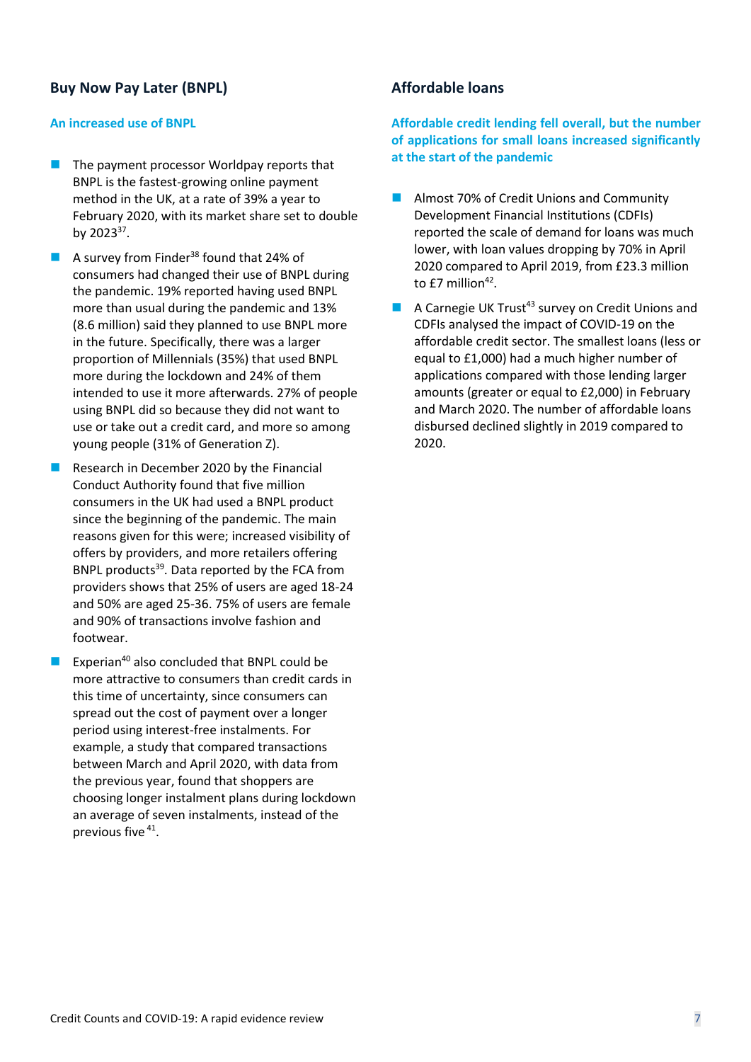## Buy Now Pay Later (BNPL)

### An increased use of BNPL

- The payment processor Worldpay reports that BNPL is the fastest-growing online payment method in the UK, at a rate of 39% a year to February 2020, with its market share set to double by 2023[37].
- A survey from Finder[38] found that 24% of consumers had changed their use of BNPL during the pandemic. 19% reported having used BNPL more than usual during the pandemic and 13% (8.6 million) said they planned to use BNPL more in the future. Specifically, there was a larger proportion of Millennials (35%) that used BNPL more during the lockdown and 24% of them intended to use it more afterwards. 27% of people using BNPL did so because they did not want to use or take out a credit card, and more so among young people (31% of Generation Z).
- Research in December 2020 by the Financial Conduct Authority found that five million consumers in the UK had used a BNPL product since the beginning of the pandemic. The main reasons given for this were; increased visibility of offers by providers, and more retailers offering BNPL products[39]. Data reported by the FCA from providers shows that 25% of users are aged 18-24 and 50% are aged 25-36. 75% of users are female and 90% of transactions involve fashion and footwear.
- Experian[40] also concluded that BNPL could be more attractive to consumers than credit cards in this time of uncertainty, since consumers can spread out the cost of payment over a longer period using interest-free instalments. For example, a study that compared transactions between March and April 2020, with data from the previous year, found that shoppers are choosing longer instalment plans during lockdown an average of seven instalments, instead of the previous five [41].

## Affordable loans

### Affordable credit lending fell overall, but the number of applications for small loans increased significantly at the start of the pandemic

- Almost 70% of Credit Unions and Community Development Financial Institutions (CDFIs) reported the scale of demand for loans was much lower, with loan values dropping by 70% in April 2020 compared to April 2019, from £23.3 million to £7 million[42].
- A Carnegie UK Trust[43] survey on Credit Unions and CDFIs analysed the impact of COVID-19 on the affordable credit sector. The smallest loans (less or equal to £1,000) had a much higher number of applications compared with those lending larger amounts (greater or equal to £2,000) in February and March 2020. The number of affordable loans disbursed declined slightly in 2019 compared to 2020.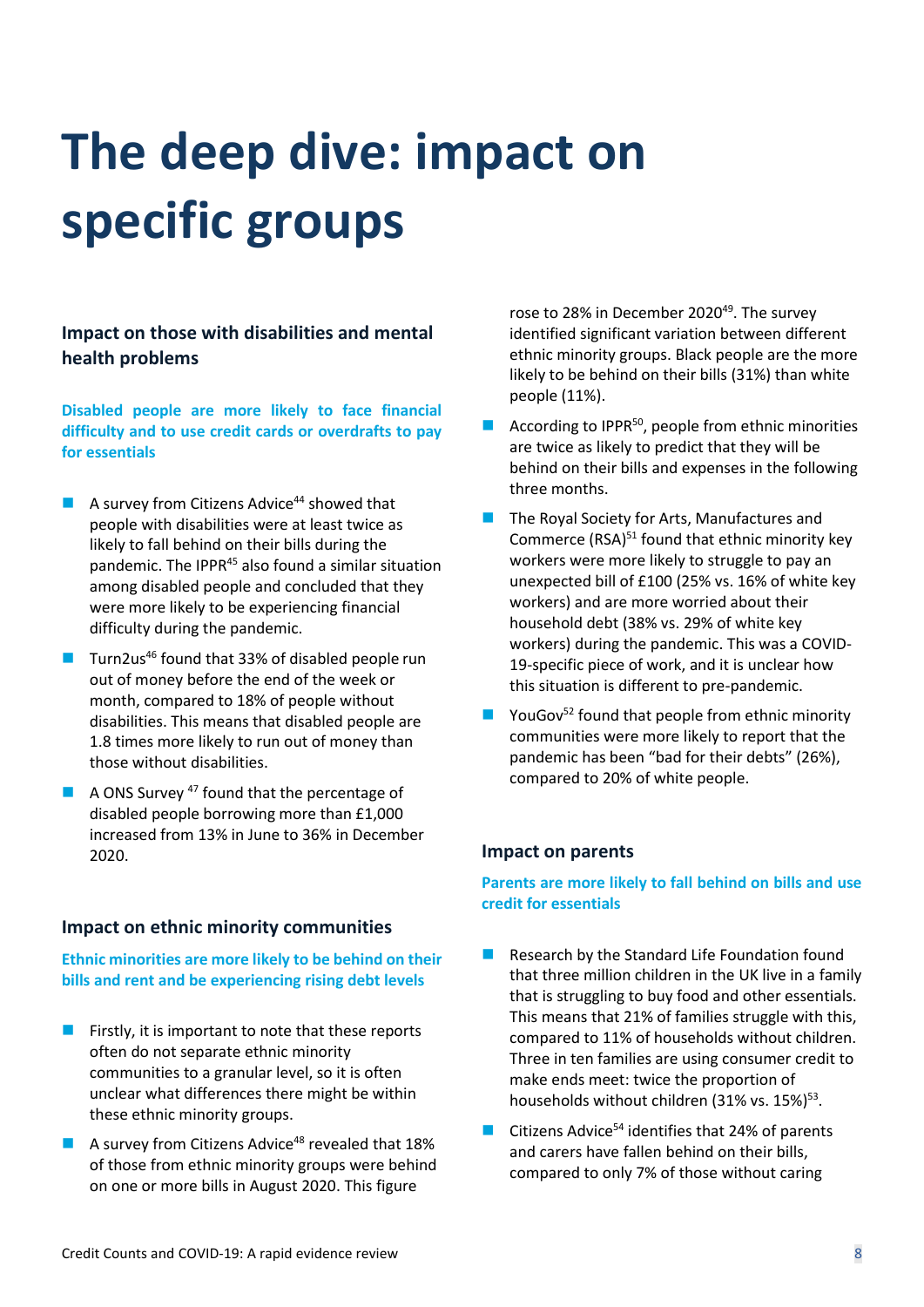# The deep dive: impact on specific groups

## Impact on those with disabilities and mental health problems

**Disabled people are more likely to face financial difficulty and to use credit cards or overdrafts to pay for essentials**

- A survey from Citizens Advice[44] showed that people with disabilities were at least twice as likely to fall behind on their bills during the pandemic. The IPPR[45] also found a similar situation among disabled people and concluded that they were more likely to be experiencing financial difficulty during the pandemic.
- Turn2us[46] found that 33% of disabled people run out of money before the end of the week or month, compared to 18% of people without disabilities. This means that disabled people are 1.8 times more likely to run out of money than those without disabilities.
- A ONS Survey [47] found that the percentage of disabled people borrowing more than £1,000 increased from 13% in June to 36% in December 2020.

## Impact on ethnic minority communities

**Ethnic minorities are more likely to be behind on their bills and rent and be experiencing rising debt levels**

- Firstly, it is important to note that these reports often do not separate ethnic minority communities to a granular level, so it is often unclear what differences there might be within these ethnic minority groups.
- A survey from Citizens Advice[48] revealed that 18% of those from ethnic minority groups were behind on one or more bills in August 2020. This figure rose to 28% in December 2020[49]. The survey identified significant variation between different ethnic minority groups. Black people are the more likely to be behind on their bills (31%) than white people (11%).
- According to IPPR[50], people from ethnic minorities are twice as likely to predict that they will be behind on their bills and expenses in the following three months.
- The Royal Society for Arts, Manufactures and Commerce (RSA)[51] found that ethnic minority key workers were more likely to struggle to pay an unexpected bill of £100 (25% vs. 16% of white key workers) and are more worried about their household debt (38% vs. 29% of white key workers) during the pandemic. This was a COVID-19-specific piece of work, and it is unclear how this situation is different to pre-pandemic.
- YouGov[52] found that people from ethnic minority communities were more likely to report that the pandemic has been "bad for their debts" (26%), compared to 20% of white people.

## Impact on parents

**Parents are more likely to fall behind on bills and use credit for essentials**

- Research by the Standard Life Foundation found that three million children in the UK live in a family that is struggling to buy food and other essentials. This means that 21% of families struggle with this, compared to 11% of households without children. Three in ten families are using consumer credit to make ends meet: twice the proportion of households without children (31% vs. 15%)[53].
- Citizens Advice[54] identifies that 24% of parents and carers have fallen behind on their bills, compared to only 7% of those without caring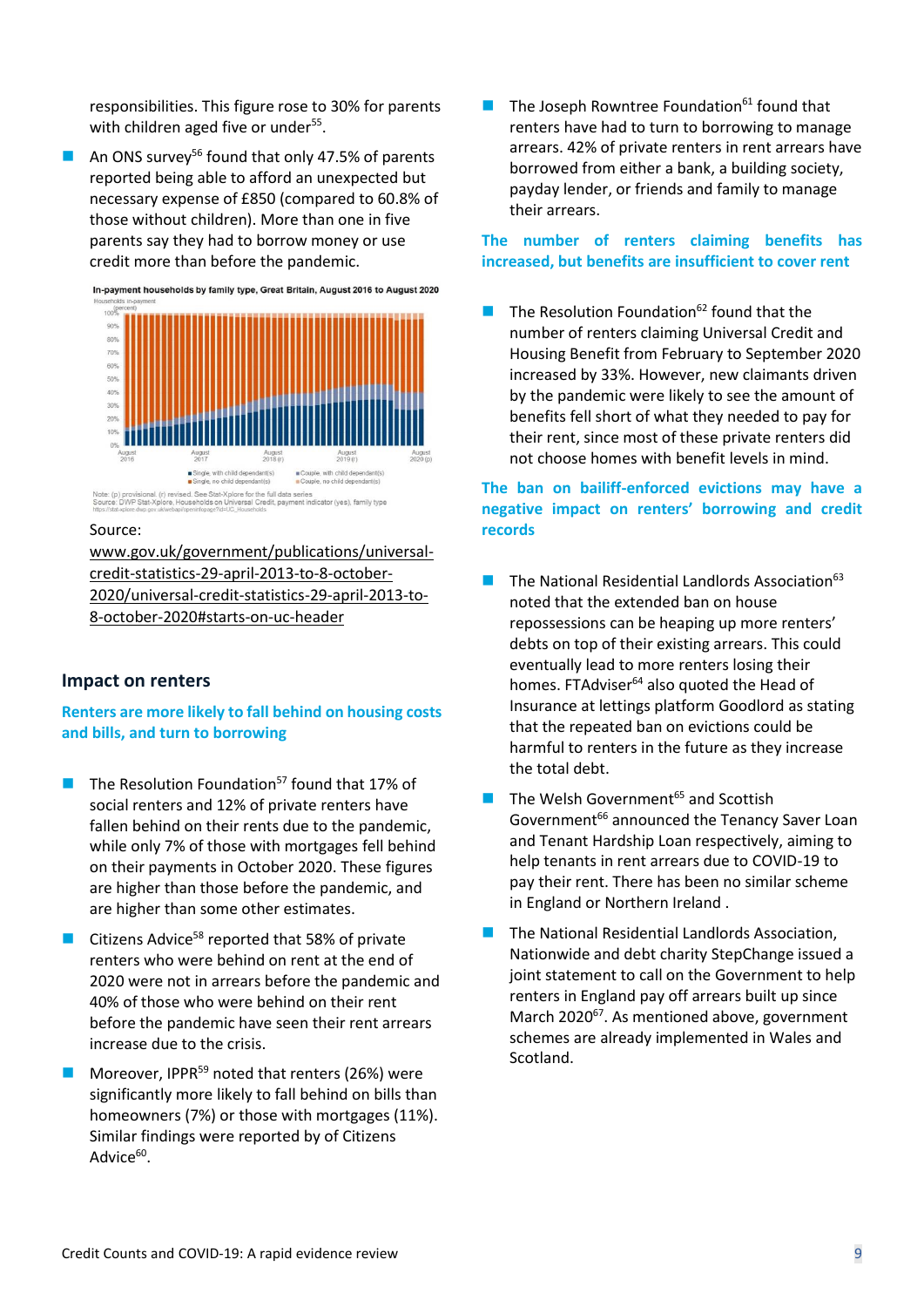responsibilities. This figure rose to 30% for parents with children aged five or under[55].

- An ONS survey[56] found that only 47.5% of parents reported being able to afford an unexpected but necessary expense of £850 (compared to 60.8% of those without children). More than one in five parents say they had to borrow money or use credit more than before the pandemic.

In-payment households by family type, Great Britain, August 2016 to August 2020

Note: (p) provisional. (r) revised. See Stat-Xplore for the full data series
Source: DWP Stat-Xplore, Households on Universal Credit, payment indicator (yes), family type

Source: www.gov.uk/government/publications/universal-credit-statistics-29-april-2013-to-8-october-2020/universal-credit-statistics-29-april-2013-to-8-october-2020#starts-on-uc-header

## Impact on renters

### Renters are more likely to fall behind on housing costs and bills, and turn to borrowing

- The Resolution Foundation[57] found that 17% of social renters and 12% of private renters have fallen behind on their rents due to the pandemic, while only 7% of those with mortgages fell behind on their payments in October 2020. These figures are higher than those before the pandemic, and are higher than some other estimates.
- Citizens Advice[58] reported that 58% of private renters who were behind on rent at the end of 2020 were not in arrears before the pandemic and 40% of those who were behind on their rent before the pandemic have seen their rent arrears increase due to the crisis.
- Moreover, IPPR[59] noted that renters (26%) were significantly more likely to fall behind on bills than homeowners (7%) or those with mortgages (11%). Similar findings were reported by of Citizens Advice[60].
- The Joseph Rowntree Foundation[61] found that renters have had to turn to borrowing to manage arrears. 42% of private renters in rent arrears have borrowed from either a bank, a building society, payday lender, or friends and family to manage their arrears.

### The number of renters claiming benefits has increased, but benefits are insufficient to cover rent

- The Resolution Foundation[62] found that the number of renters claiming Universal Credit and Housing Benefit from February to September 2020 increased by 33%. However, new claimants driven by the pandemic were likely to see the amount of benefits fell short of what they needed to pay for their rent, since most of these private renters did not choose homes with benefit levels in mind.

### The ban on bailiff-enforced evictions may have a negative impact on renters' borrowing and credit records

- The National Residential Landlords Association[63] noted that the extended ban on house repossessions can be heaping up more renters' debts on top of their existing arrears. This could eventually lead to more renters losing their homes. FTAdviser[64] also quoted the Head of Insurance at lettings platform Goodlord as stating that the repeated ban on evictions could be harmful to renters in the future as they increase the total debt.
- The Welsh Government[65] and Scottish Government[66] announced the Tenancy Saver Loan and Tenant Hardship Loan respectively, aiming to help tenants in rent arrears due to COVID-19 to pay their rent. There has been no similar scheme in England or Northern Ireland .
- The National Residential Landlords Association, Nationwide and debt charity StepChange issued a joint statement to call on the Government to help renters in England pay off arrears built up since March 2020[67]. As mentioned above, government schemes are already implemented in Wales and Scotland.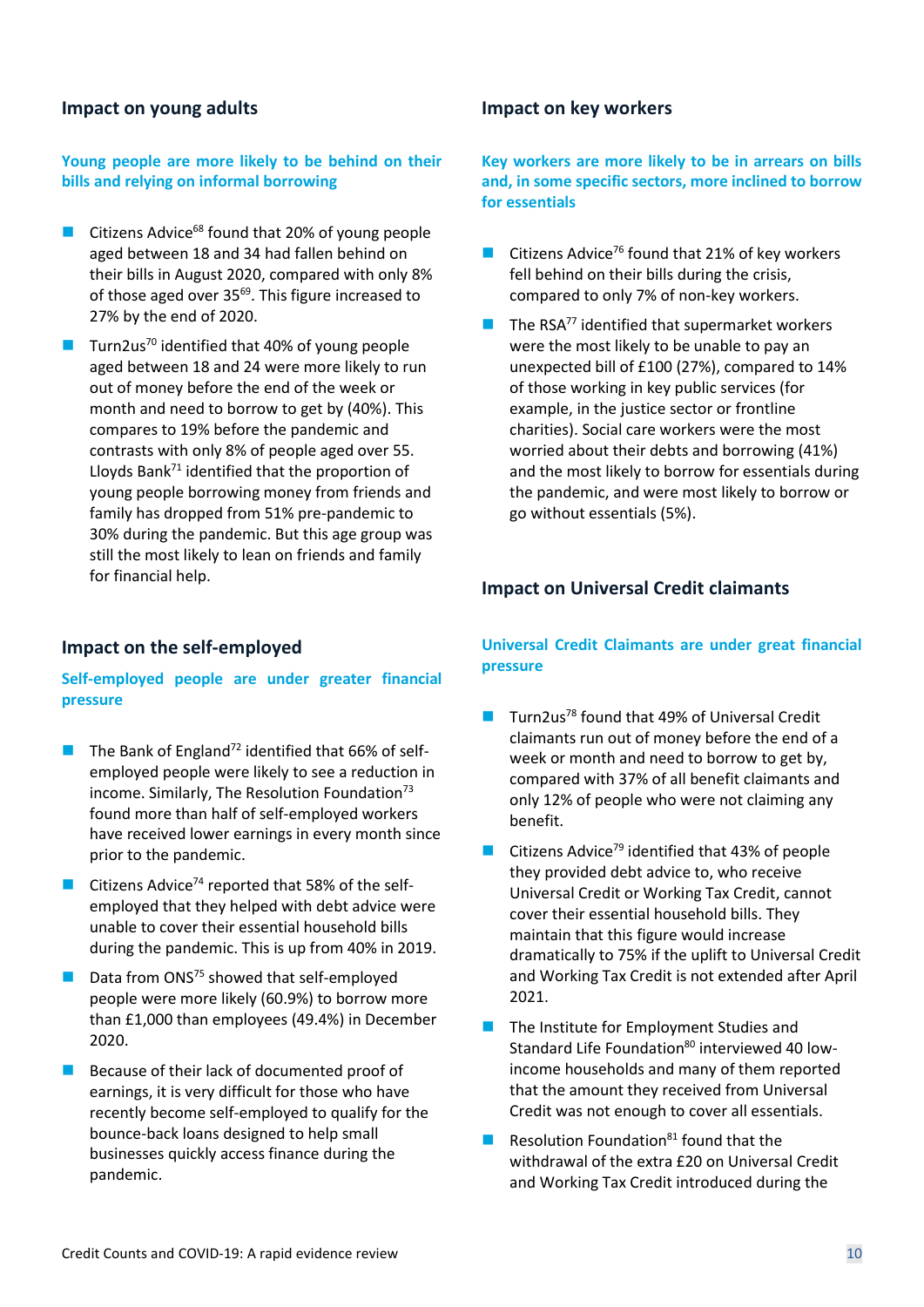### Impact on young adults

**Young people are more likely to be behind on their bills and relying on informal borrowing**

- Citizens Advice[68] found that 20% of young people aged between 18 and 34 had fallen behind on their bills in August 2020, compared with only 8% of those aged over 35[69]. This figure increased to 27% by the end of 2020.
- Turn2us[70] identified that 40% of young people aged between 18 and 24 were more likely to run out of money before the end of the week or month and need to borrow to get by (40%). This compares to 19% before the pandemic and contrasts with only 8% of people aged over 55. Lloyds Bank[71] identified that the proportion of young people borrowing money from friends and family has dropped from 51% pre-pandemic to 30% during the pandemic. But this age group was still the most likely to lean on friends and family for financial help.

### Impact on the self-employed

**Self-employed people are under greater financial pressure**

- The Bank of England[72] identified that 66% of self-employed people were likely to see a reduction in income. Similarly, The Resolution Foundation[73] found more than half of self-employed workers have received lower earnings in every month since prior to the pandemic.
- Citizens Advice[74] reported that 58% of the self-employed that they helped with debt advice were unable to cover their essential household bills during the pandemic. This is up from 40% in 2019.
- Data from ONS[75] showed that self-employed people were more likely (60.9%) to borrow more than £1,000 than employees (49.4%) in December 2020.
- Because of their lack of documented proof of earnings, it is very difficult for those who have recently become self-employed to qualify for the bounce-back loans designed to help small businesses quickly access finance during the pandemic.

### Impact on key workers

**Key workers are more likely to be in arrears on bills and, in some specific sectors, more inclined to borrow for essentials**

- Citizens Advice[76] found that 21% of key workers fell behind on their bills during the crisis, compared to only 7% of non-key workers.
- The RSA[77] identified that supermarket workers were the most likely to be unable to pay an unexpected bill of £100 (27%), compared to 14% of those working in key public services (for example, in the justice sector or frontline charities). Social care workers were the most worried about their debts and borrowing (41%) and the most likely to borrow for essentials during the pandemic, and were most likely to borrow or go without essentials (5%).

### Impact on Universal Credit claimants

**Universal Credit Claimants are under great financial pressure**

- Turn2us[78] found that 49% of Universal Credit claimants run out of money before the end of a week or month and need to borrow to get by, compared with 37% of all benefit claimants and only 12% of people who were not claiming any benefit.
- Citizens Advice[79] identified that 43% of people they provided debt advice to, who receive Universal Credit or Working Tax Credit, cannot cover their essential household bills. They maintain that this figure would increase dramatically to 75% if the uplift to Universal Credit and Working Tax Credit is not extended after April 2021.
- The Institute for Employment Studies and Standard Life Foundation[80] interviewed 40 low-income households and many of them reported that the amount they received from Universal Credit was not enough to cover all essentials.
- Resolution Foundation[81] found that the withdrawal of the extra £20 on Universal Credit and Working Tax Credit introduced during the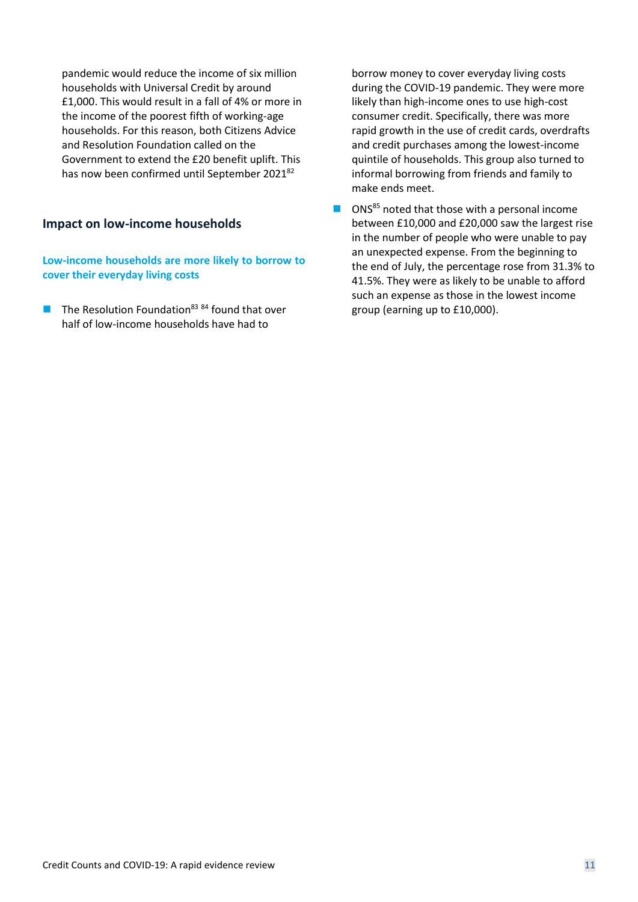pandemic would reduce the income of six million households with Universal Credit by around £1,000. This would result in a fall of 4% or more in the income of the poorest fifth of working-age households. For this reason, both Citizens Advice and Resolution Foundation called on the Government to extend the £20 benefit uplift. This has now been confirmed until September 2021[82]

## Impact on low-income households

### Low-income households are more likely to borrow to cover their everyday living costs

- The Resolution Foundation[83] [84] found that over half of low-income households have had to borrow money to cover everyday living costs during the COVID-19 pandemic. They were more likely than high-income ones to use high-cost consumer credit. Specifically, there was more rapid growth in the use of credit cards, overdrafts and credit purchases among the lowest-income quintile of households. This group also turned to informal borrowing from friends and family to make ends meet.
- ONS[85] noted that those with a personal income between £10,000 and £20,000 saw the largest rise in the number of people who were unable to pay an unexpected expense. From the beginning to the end of July, the percentage rose from 31.3% to 41.5%. They were as likely to be unable to afford such an expense as those in the lowest income group (earning up to £10,000).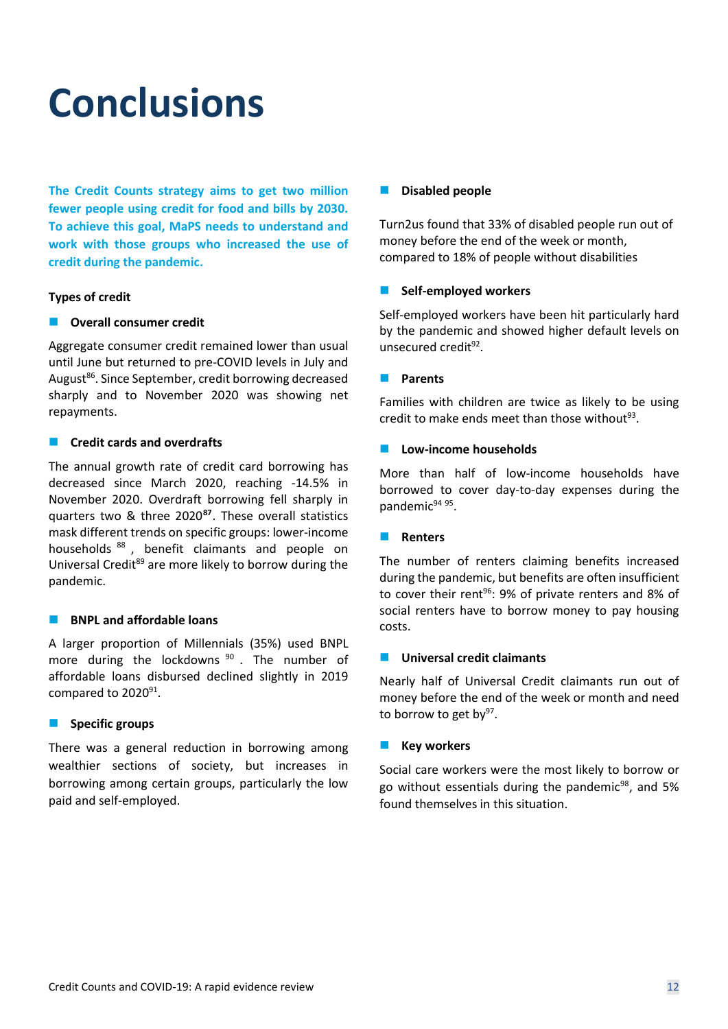# Conclusions

**The Credit Counts strategy aims to get two million fewer people using credit for food and bills by 2030. To achieve this goal, MaPS needs to understand and work with those groups who increased the use of credit during the pandemic.**

### Types of credit

#### Overall consumer credit

Aggregate consumer credit remained lower than usual until June but returned to pre-COVID levels in July and August[86]. Since September, credit borrowing decreased sharply and to November 2020 was showing net repayments.

#### Credit cards and overdrafts

The annual growth rate of credit card borrowing has decreased since March 2020, reaching -14.5% in November 2020. Overdraft borrowing fell sharply in quarters two & three 2020[87]. These overall statistics mask different trends on specific groups: lower-income households[88], benefit claimants and people on Universal Credit[89] are more likely to borrow during the pandemic.

#### BNPL and affordable loans

A larger proportion of Millennials (35%) used BNPL more during the lockdowns[90]. The number of affordable loans disbursed declined slightly in 2019 compared to 2020[91].

#### Specific groups

There was a general reduction in borrowing among wealthier sections of society, but increases in borrowing among certain groups, particularly the low paid and self-employed.

#### Disabled people

Turn2us found that 33% of disabled people run out of money before the end of the week or month, compared to 18% of people without disabilities

#### Self-employed workers

Self-employed workers have been hit particularly hard by the pandemic and showed higher default levels on unsecured credit[92].

#### Parents

Families with children are twice as likely to be using credit to make ends meet than those without[93].

#### Low-income households

More than half of low-income households have borrowed to cover day-to-day expenses during the pandemic[94] [95].

#### Renters

The number of renters claiming benefits increased during the pandemic, but benefits are often insufficient to cover their rent[96]: 9% of private renters and 8% of social renters have to borrow money to pay housing costs.

#### Universal credit claimants

Nearly half of Universal Credit claimants run out of money before the end of the week or month and need to borrow to get by[97].

#### Key workers

Social care workers were the most likely to borrow or go without essentials during the pandemic[98], and 5% found themselves in this situation.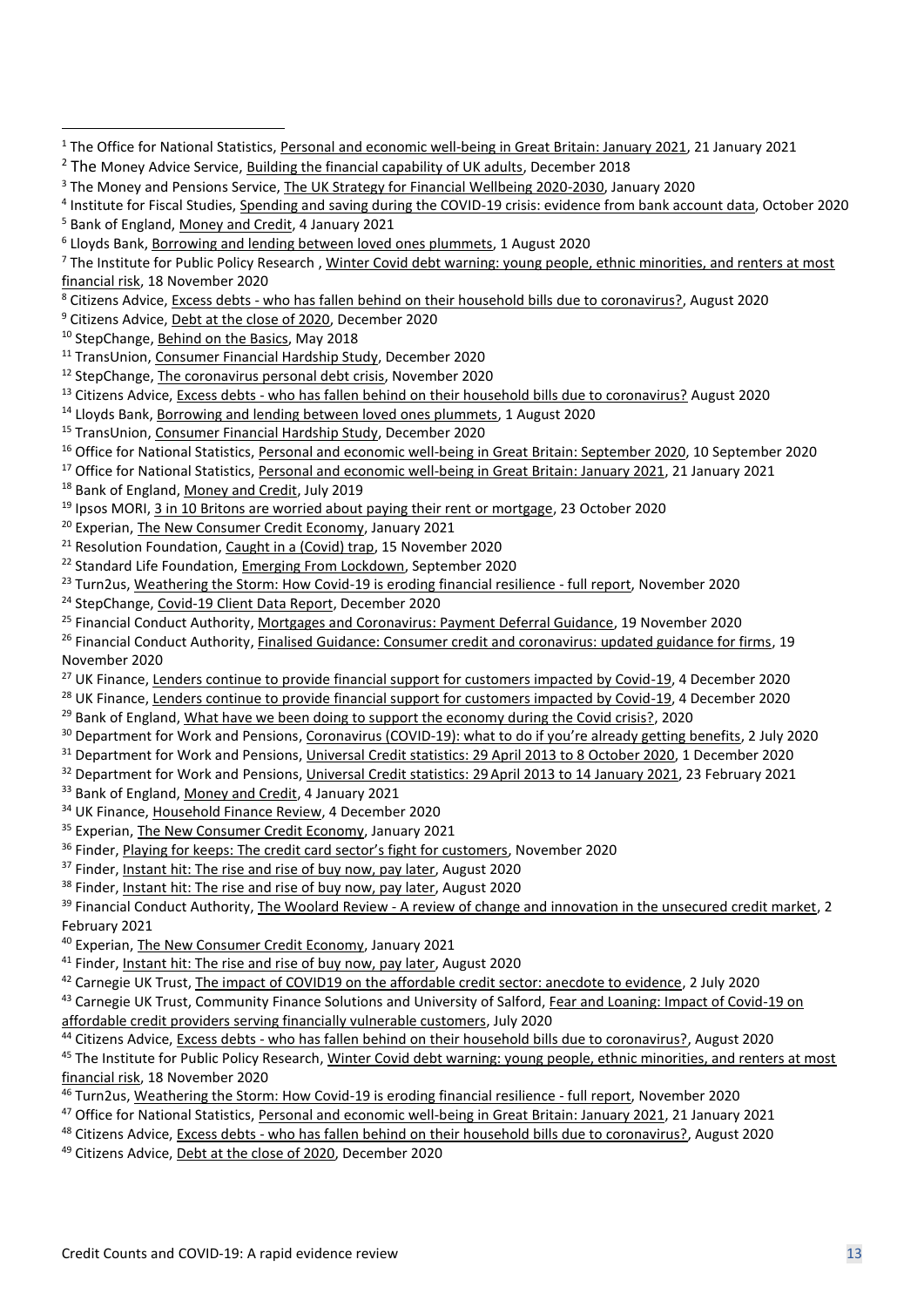[1] The Office for National Statistics, Personal and economic well-being in Great Britain: January 2021, 21 January 2021

[2] The Money Advice Service, Building the financial capability of UK adults, December 2018

[3] The Money and Pensions Service, The UK Strategy for Financial Wellbeing 2020-2030, January 2020

[4] Institute for Fiscal Studies, Spending and saving during the COVID-19 crisis: evidence from bank account data, October 2020

[5] Bank of England, Money and Credit, 4 January 2021

[6] Lloyds Bank, Borrowing and lending between loved ones plummets, 1 August 2020

[7] The Institute for Public Policy Research , Winter Covid debt warning: young people, ethnic minorities, and renters at most financial risk, 18 November 2020

[8] Citizens Advice, Excess debts - who has fallen behind on their household bills due to coronavirus?, August 2020

[9] Citizens Advice, Debt at the close of 2020, December 2020

[10] StepChange, Behind on the Basics, May 2018

[11] TransUnion, Consumer Financial Hardship Study, December 2020

[12] StepChange, The coronavirus personal debt crisis, November 2020

[13] Citizens Advice, Excess debts - who has fallen behind on their household bills due to coronavirus? August 2020

[14] Lloyds Bank, Borrowing and lending between loved ones plummets, 1 August 2020

[15] TransUnion, Consumer Financial Hardship Study, December 2020

[16] Office for National Statistics, Personal and economic well-being in Great Britain: September 2020, 10 September 2020

[17] Office for National Statistics, Personal and economic well-being in Great Britain: January 2021, 21 January 2021

[18] Bank of England, Money and Credit, July 2019

[19] Ipsos MORI, 3 in 10 Britons are worried about paying their rent or mortgage, 23 October 2020

[20] Experian, The New Consumer Credit Economy, January 2021

[21] Resolution Foundation, Caught in a (Covid) trap, 15 November 2020

[22] Standard Life Foundation, Emerging From Lockdown, September 2020

[23] Turn2us, Weathering the Storm: How Covid-19 is eroding financial resilience - full report, November 2020

[24] StepChange, Covid-19 Client Data Report, December 2020

[25] Financial Conduct Authority, Mortgages and Coronavirus: Payment Deferral Guidance, 19 November 2020

[26] Financial Conduct Authority, Finalised Guidance: Consumer credit and coronavirus: updated guidance for firms, 19 November 2020

[27] UK Finance, Lenders continue to provide financial support for customers impacted by Covid-19, 4 December 2020

[28] UK Finance, Lenders continue to provide financial support for customers impacted by Covid-19, 4 December 2020

[29] Bank of England, What have we been doing to support the economy during the Covid crisis?, 2020

[30] Department for Work and Pensions, Coronavirus (COVID-19): what to do if you're already getting benefits, 2 July 2020

[31] Department for Work and Pensions, Universal Credit statistics: 29 April 2013 to 8 October 2020, 1 December 2020

[32] Department for Work and Pensions, Universal Credit statistics: 29 April 2013 to 14 January 2021, 23 February 2021

[33] Bank of England, Money and Credit, 4 January 2021

[34] UK Finance, Household Finance Review, 4 December 2020

[35] Experian, The New Consumer Credit Economy, January 2021

[36] Finder, Playing for keeps: The credit card sector's fight for customers, November 2020

[37] Finder, Instant hit: The rise and rise of buy now, pay later, August 2020

[38] Finder, Instant hit: The rise and rise of buy now, pay later, August 2020

[39] Financial Conduct Authority, The Woolard Review - A review of change and innovation in the unsecured credit market, 2 February 2021

[40] Experian, The New Consumer Credit Economy, January 2021

[41] Finder, Instant hit: The rise and rise of buy now, pay later, August 2020

[42] Carnegie UK Trust, The impact of COVID19 on the affordable credit sector: anecdote to evidence, 2 July 2020

[43] Carnegie UK Trust, Community Finance Solutions and University of Salford, Fear and Loaning: Impact of Covid-19 on affordable credit providers serving financially vulnerable customers, July 2020

[44] Citizens Advice, Excess debts - who has fallen behind on their household bills due to coronavirus?, August 2020

[45] The Institute for Public Policy Research, Winter Covid debt warning: young people, ethnic minorities, and renters at most financial risk, 18 November 2020

[46] Turn2us, Weathering the Storm: How Covid-19 is eroding financial resilience - full report, November 2020

[47] Office for National Statistics, Personal and economic well-being in Great Britain: January 2021, 21 January 2021

[48] Citizens Advice, Excess debts - who has fallen behind on their household bills due to coronavirus?, August 2020

[49] Citizens Advice, Debt at the close of 2020, December 2020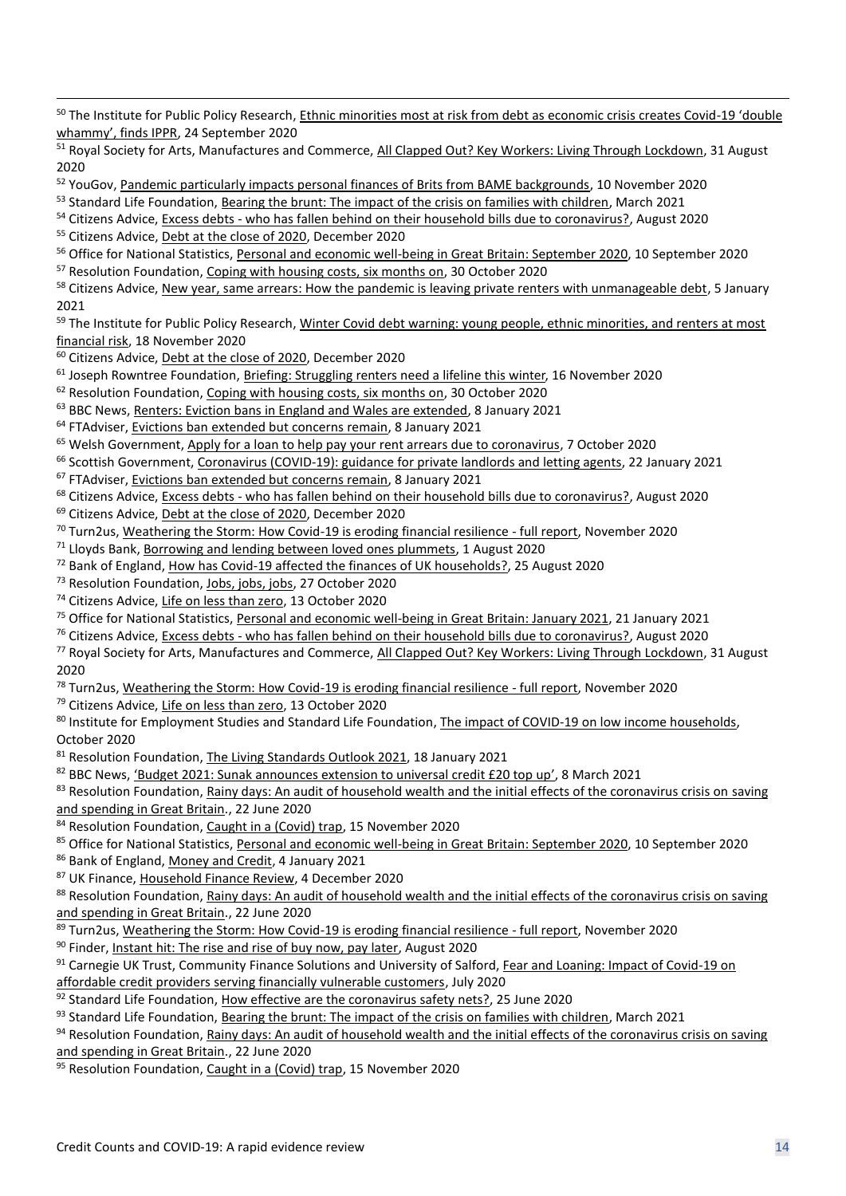[50] The Institute for Public Policy Research, Ethnic minorities most at risk from debt as economic crisis creates Covid-19 'double whammy', finds IPPR, 24 September 2020

[51] Royal Society for Arts, Manufactures and Commerce, All Clapped Out? Key Workers: Living Through Lockdown, 31 August 2020

[52] YouGov, Pandemic particularly impacts personal finances of Brits from BAME backgrounds, 10 November 2020

[53] Standard Life Foundation, Bearing the brunt: The impact of the crisis on families with children, March 2021

[54] Citizens Advice, Excess debts - who has fallen behind on their household bills due to coronavirus?, August 2020

[55] Citizens Advice, Debt at the close of 2020, December 2020

[56] Office for National Statistics, Personal and economic well-being in Great Britain: September 2020, 10 September 2020

[57] Resolution Foundation, Coping with housing costs, six months on, 30 October 2020

[58] Citizens Advice, New year, same arrears: How the pandemic is leaving private renters with unmanageable debt, 5 January 2021

[59] The Institute for Public Policy Research, Winter Covid debt warning: young people, ethnic minorities, and renters at most financial risk, 18 November 2020

[60] Citizens Advice, Debt at the close of 2020, December 2020

[61] Joseph Rowntree Foundation, Briefing: Struggling renters need a lifeline this winter, 16 November 2020

[62] Resolution Foundation, Coping with housing costs, six months on, 30 October 2020

[63] BBC News, Renters: Eviction bans in England and Wales are extended, 8 January 2021

[64] FTAdviser, Evictions ban extended but concerns remain, 8 January 2021

[65] Welsh Government, Apply for a loan to help pay your rent arrears due to coronavirus, 7 October 2020

[66] Scottish Government, Coronavirus (COVID-19): guidance for private landlords and letting agents, 22 January 2021

[67] FTAdviser, Evictions ban extended but concerns remain, 8 January 2021

[68] Citizens Advice, Excess debts - who has fallen behind on their household bills due to coronavirus?, August 2020

[69] Citizens Advice, Debt at the close of 2020, December 2020

[70] Turn2us, Weathering the Storm: How Covid-19 is eroding financial resilience - full report, November 2020

[71] Lloyds Bank, Borrowing and lending between loved ones plummets, 1 August 2020

[72] Bank of England, How has Covid-19 affected the finances of UK households?, 25 August 2020

[73] Resolution Foundation, Jobs, jobs, jobs, 27 October 2020

[74] Citizens Advice, Life on less than zero, 13 October 2020

[75] Office for National Statistics, Personal and economic well-being in Great Britain: January 2021, 21 January 2021

[76] Citizens Advice, Excess debts - who has fallen behind on their household bills due to coronavirus?, August 2020

[77] Royal Society for Arts, Manufactures and Commerce, All Clapped Out? Key Workers: Living Through Lockdown, 31 August 2020

[78] Turn2us, Weathering the Storm: How Covid-19 is eroding financial resilience - full report, November 2020

[79] Citizens Advice, Life on less than zero, 13 October 2020

[80] Institute for Employment Studies and Standard Life Foundation, The impact of COVID-19 on low income households, October 2020

[81] Resolution Foundation, The Living Standards Outlook 2021, 18 January 2021

[82] BBC News, 'Budget 2021: Sunak announces extension to universal credit £20 top up', 8 March 2021

[83] Resolution Foundation, Rainy days: An audit of household wealth and the initial effects of the coronavirus crisis on saving and spending in Great Britain., 22 June 2020

[84] Resolution Foundation, Caught in a (Covid) trap, 15 November 2020

[85] Office for National Statistics, Personal and economic well-being in Great Britain: September 2020, 10 September 2020

[86] Bank of England, Money and Credit, 4 January 2021

[87] UK Finance, Household Finance Review, 4 December 2020

[88] Resolution Foundation, Rainy days: An audit of household wealth and the initial effects of the coronavirus crisis on saving and spending in Great Britain., 22 June 2020

[89] Turn2us, Weathering the Storm: How Covid-19 is eroding financial resilience - full report, November 2020

[90] Finder, Instant hit: The rise and rise of buy now, pay later, August 2020

[91] Carnegie UK Trust, Community Finance Solutions and University of Salford, Fear and Loaning: Impact of Covid-19 on affordable credit providers serving financially vulnerable customers, July 2020

[92] Standard Life Foundation, How effective are the coronavirus safety nets?, 25 June 2020

[93] Standard Life Foundation, Bearing the brunt: The impact of the crisis on families with children, March 2021

[94] Resolution Foundation, Rainy days: An audit of household wealth and the initial effects of the coronavirus crisis on saving and spending in Great Britain., 22 June 2020

[95] Resolution Foundation, Caught in a (Covid) trap, 15 November 2020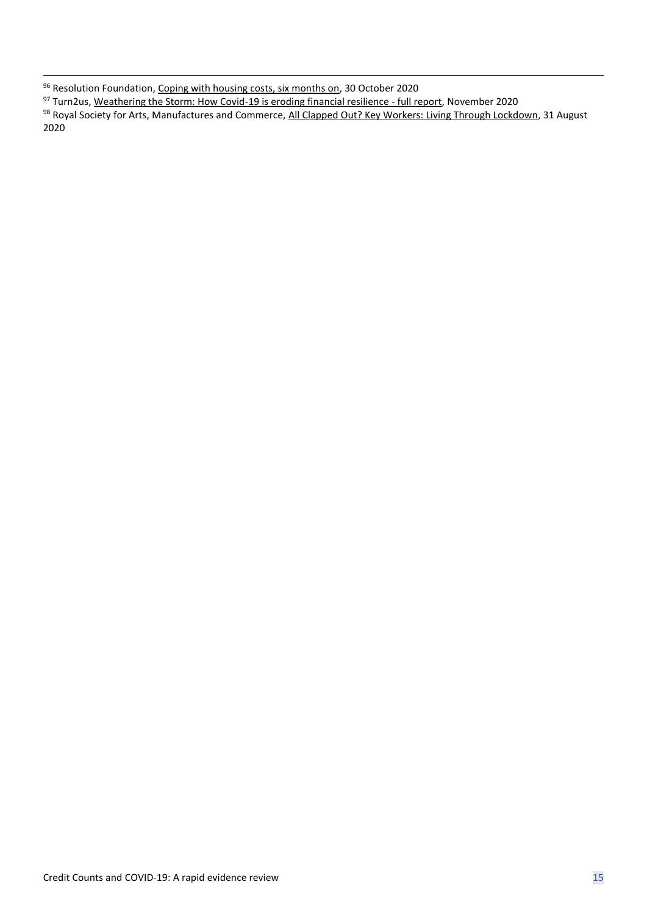[96] Resolution Foundation, Coping with housing costs, six months on, 30 October 2020

[97] Turn2us, Weathering the Storm: How Covid-19 is eroding financial resilience - full report, November 2020

[98] Royal Society for Arts, Manufactures and Commerce, All Clapped Out? Key Workers: Living Through Lockdown, 31 August 2020